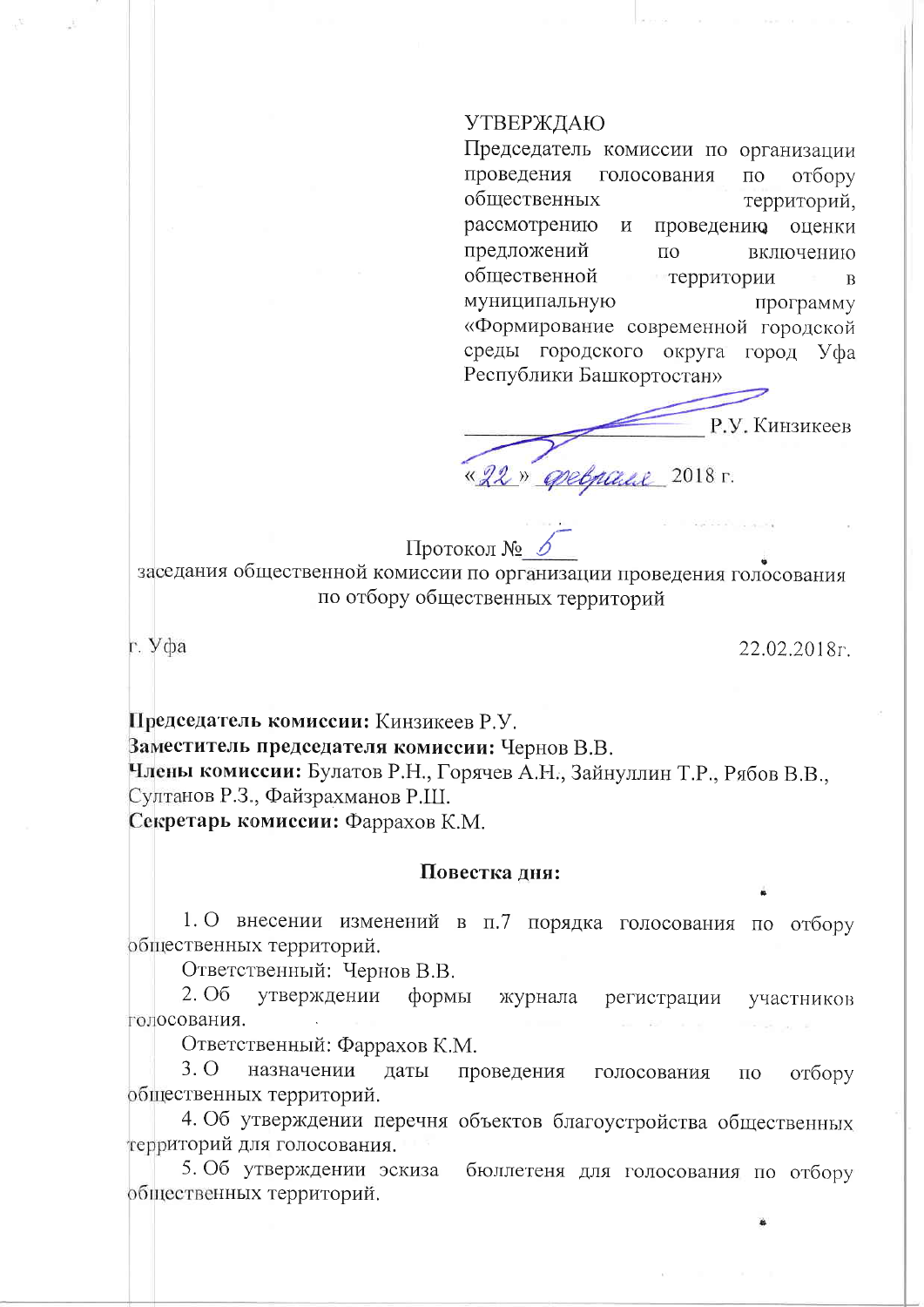УТВЕРЖДАЮ
Председатель комиссии по организации проведения голосования по отбору общественных территорий, рассмотрению и проведению оценки предложений по включению общественной территории в муниципальную программу «Формирование современной городской среды городского округа город Уфа Республики Башкортостан»

_______________________ Р.У. Кинзикеев

«22» февраля 2018 г.

Протокол № 6

заседания общественной комиссии по организации проведения голосования по отбору общественных территорий

г. Уфа 22.02.2018г.

**Председатель комиссии:** Кинзикеев Р.У.
**Заместитель председателя комиссии:** Чернов В.В.
**Члены комиссии:** Булатов Р.Н., Горячев А.Н., Зайнуллин Т.Р., Рябов В.В., Султанов Р.З., Файзрахманов Р.Ш.
**Секретарь комиссии:** Фаррахов К.М.

**Повестка дня:**

1. О внесении изменений в п.7 порядка голосования по отбору общественных территорий.

Ответственный: Чернов В.В.

2. Об утверждении формы журнала регистрации участников голосования.

Ответственный: Фаррахов К.М.

3. О назначении даты проведения голосования по отбору общественных территорий.

4. Об утверждении перечня объектов благоустройства общественных территорий для голосования.

5. Об утверждении эскиза бюллетеня для голосования по отбору общественных территорий.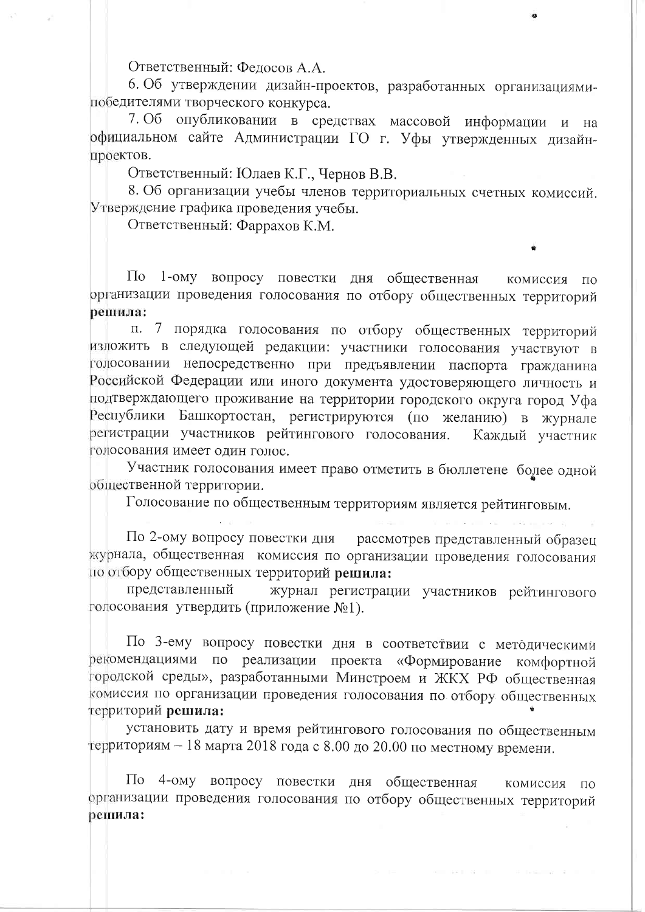Ответственный: Федосов А.А.

6. Об утверждении дизайн-проектов, разработанных организациями-победителями творческого конкурса.

7. Об опубликовании в средствах массовой информации и на официальном сайте Администрации ГО г. Уфы утвержденных дизайн-проектов.

Ответственный: Юлаев К.Г., Чернов В.В.

8. Об организации учебы членов территориальных счетных комиссий. Утверждение графика проведения учебы.

Ответственный: Фаррахов К.М.

По 1-ому вопросу повестки дня общественная комиссия по организации проведения голосования по отбору общественных территорий **решила:**

п. 7 порядка голосования по отбору общественных территорий изложить в следующей редакции: участники голосования участвуют в голосовании непосредственно при предъявлении паспорта гражданина Российской Федерации или иного документа удостоверяющего личность и подтверждающего проживание на территории городского округа город Уфа Республики Башкортостан, регистрируются (по желанию) в журнале регистрации участников рейтингового голосования. Каждый участник голосования имеет один голос.

Участник голосования имеет право отметить в бюллетене более одной общественной территории.

Голосование по общественным территориям является рейтинговым.

По 2-ому вопросу повестки дня рассмотрев представленный образец журнала, общественная комиссия по организации проведения голосования по отбору общественных территорий **решила:**

представленный журнал регистрации участников рейтингового голосования утвердить (приложение №1).

По 3-ему вопросу повестки дня в соответствии с методическими рекомендациями по реализации проекта «Формирование комфортной городской среды», разработанными Минстроем и ЖКХ РФ общественная комиссия по организации проведения голосования по отбору общественных территорий **решила:**

установить дату и время рейтингового голосования по общественным территориям – 18 марта 2018 года с 8.00 до 20.00 по местному времени.

По 4-ому вопросу повестки дня общественная комиссия по организации проведения голосования по отбору общественных территорий **решила:**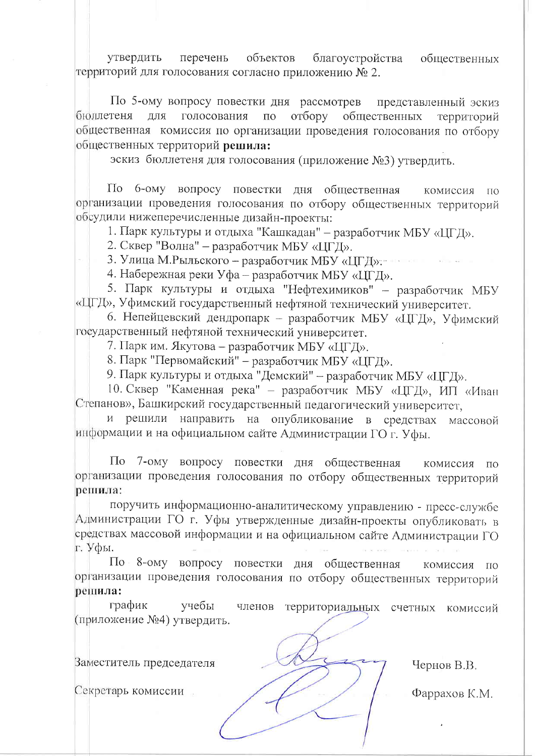утвердить перечень объектов благоустройства общественных территорий для голосования согласно приложению № 2.

По 5-ому вопросу повестки дня рассмотрев представленный эскиз бюллетеня для голосования по отбору общественных территорий общественная комиссия по организации проведения голосования по отбору общественных территорий **решила:**

эскиз бюллетеня для голосования (приложение №3) утвердить.

По 6-ому вопросу повестки дня общественная комиссия по организации проведения голосования по отбору общественных территорий обсудили нижеперечисленные дизайн-проекты:

1. Парк культуры и отдыха "Кашкадан" – разработчик МБУ «ЦГД».
2. Сквер "Волна" – разработчик МБУ «ЦГД».
3. Улица М.Рыльского – разработчик МБУ «ЦГД».
4. Набережная реки Уфа – разработчик МБУ «ЦГД».
5. Парк культуры и отдыха "Нефтехимиков" – разработчик МБУ «ЦГД», Уфимский государственный нефтяной технический университет.
6. Непейцевский дендропарк – разработчик МБУ «ЦГД», Уфимский государственный нефтяной технический университет.
7. Парк им. Якутова – разработчик МБУ «ЦГД».
8. Парк "Первомайский" – разработчик МБУ «ЦГД».
9. Парк культуры и отдыха "Демский" – разработчик МБУ «ЦГД».
10. Сквер "Каменная река" – разработчик МБУ «ЦГД», ИП «Иван Степанов», Башкирский государственный педагогический университет,

и решили направить на опубликование в средствах массовой информации и на официальном сайте Администрации ГО г. Уфы.

По 7-ому вопросу повестки дня общественная комиссия по организации проведения голосования по отбору общественных территорий **решила:**

поручить информационно-аналитическому управлению - пресс-службе Администрации ГО г. Уфы утвержденные дизайн-проекты опубликовать в средствах массовой информации и на официальном сайте Администрации ГО г. Уфы.

По 8-ому вопросу повестки дня общественная комиссия по организации проведения голосования по отбору общественных территорий **решила:**

график учебы членов территориальных счетных комиссий (приложение №4) утвердить.

Заместитель председателя — Чернов В.В.

Секретарь комиссии — Фаррахов К.М.